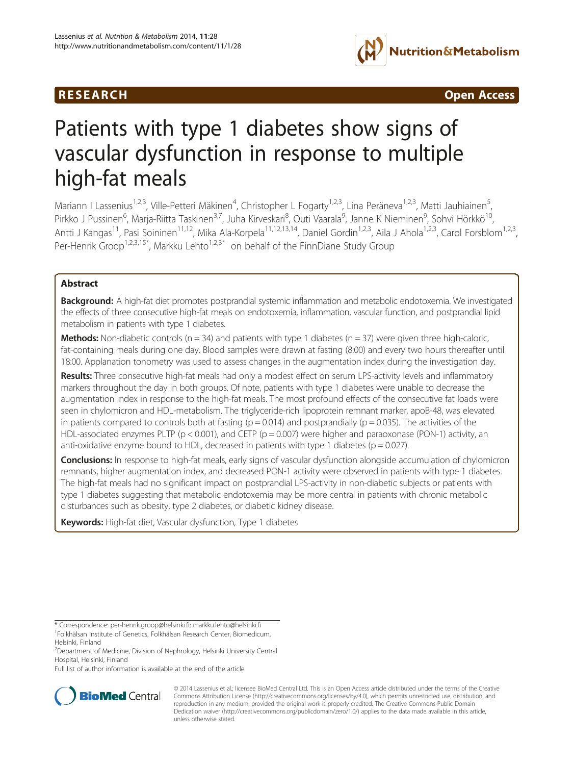**RESEARCH** **Open Access**

# Patients with type 1 diabetes show signs of vascular dysfunction in response to multiple high-fat meals

Mariann I Lassenius[1,2,3], Ville-Petteri Mäkinen[4], Christopher L Fogarty[1,2,3], Lina Peräneva[1,2,3], Matti Jauhiainen[5], Pirkko J Pussinen[6], Marja-Riitta Taskinen[3,7], Juha Kirveskari[8], Outi Vaarala[9], Janne K Nieminen[9], Sohvi Hörkkö[10], Antti J Kangas[11], Pasi Soininen[11,12], Mika Ala-Korpela[11,12,13,14], Daniel Gordin[1,2,3], Aila J Ahola[1,2,3], Carol Forsblom[1,2,3], Per-Henrik Groop[1,2,3,15*], Markku Lehto[1,2,3*] on behalf of the FinnDiane Study Group

## Abstract

**Background:** A high-fat diet promotes postprandial systemic inflammation and metabolic endotoxemia. We investigated the effects of three consecutive high-fat meals on endotoxemia, inflammation, vascular function, and postprandial lipid metabolism in patients with type 1 diabetes.

**Methods:** Non-diabetic controls (n = 34) and patients with type 1 diabetes (n = 37) were given three high-caloric, fat-containing meals during one day. Blood samples were drawn at fasting (8:00) and every two hours thereafter until 18:00. Applanation tonometry was used to assess changes in the augmentation index during the investigation day.

**Results:** Three consecutive high-fat meals had only a modest effect on serum LPS-activity levels and inflammatory markers throughout the day in both groups. Of note, patients with type 1 diabetes were unable to decrease the augmentation index in response to the high-fat meals. The most profound effects of the consecutive fat loads were seen in chylomicron and HDL-metabolism. The triglyceride-rich lipoprotein remnant marker, apoB-48, was elevated in patients compared to controls both at fasting ($p = 0.014$) and postprandially ($p = 0.035$). The activities of the HDL-associated enzymes PLTP ($p < 0.001$), and CETP ($p = 0.007$) were higher and paraoxonase (PON-1) activity, an anti-oxidative enzyme bound to HDL, decreased in patients with type 1 diabetes ($p = 0.027$).

**Conclusions:** In response to high-fat meals, early signs of vascular dysfunction alongside accumulation of chylomicron remnants, higher augmentation index, and decreased PON-1 activity were observed in patients with type 1 diabetes. The high-fat meals had no significant impact on postprandial LPS-activity in non-diabetic subjects or patients with type 1 diabetes suggesting that metabolic endotoxemia may be more central in patients with chronic metabolic disturbances such as obesity, type 2 diabetes, or diabetic kidney disease.

**Keywords:** High-fat diet, Vascular dysfunction, Type 1 diabetes

\* Correspondence: per-henrik.groop@helsinki.fi; markku.lehto@helsinki.fi
[1]Folkhälsan Institute of Genetics, Folkhälsan Research Center, Biomedicum, Helsinki, Finland
[2]Department of Medicine, Division of Nephrology, Helsinki University Central Hospital, Helsinki, Finland
Full list of author information is available at the end of the article

© 2014 Lassenius et al.; licensee BioMed Central Ltd. This is an Open Access article distributed under the terms of the Creative Commons Attribution License (http://creativecommons.org/licenses/by/4.0), which permits unrestricted use, distribution, and reproduction in any medium, provided the original work is properly credited. The Creative Commons Public Domain Dedication waiver (http://creativecommons.org/publicdomain/zero/1.0/) applies to the data made available in this article, unless otherwise stated.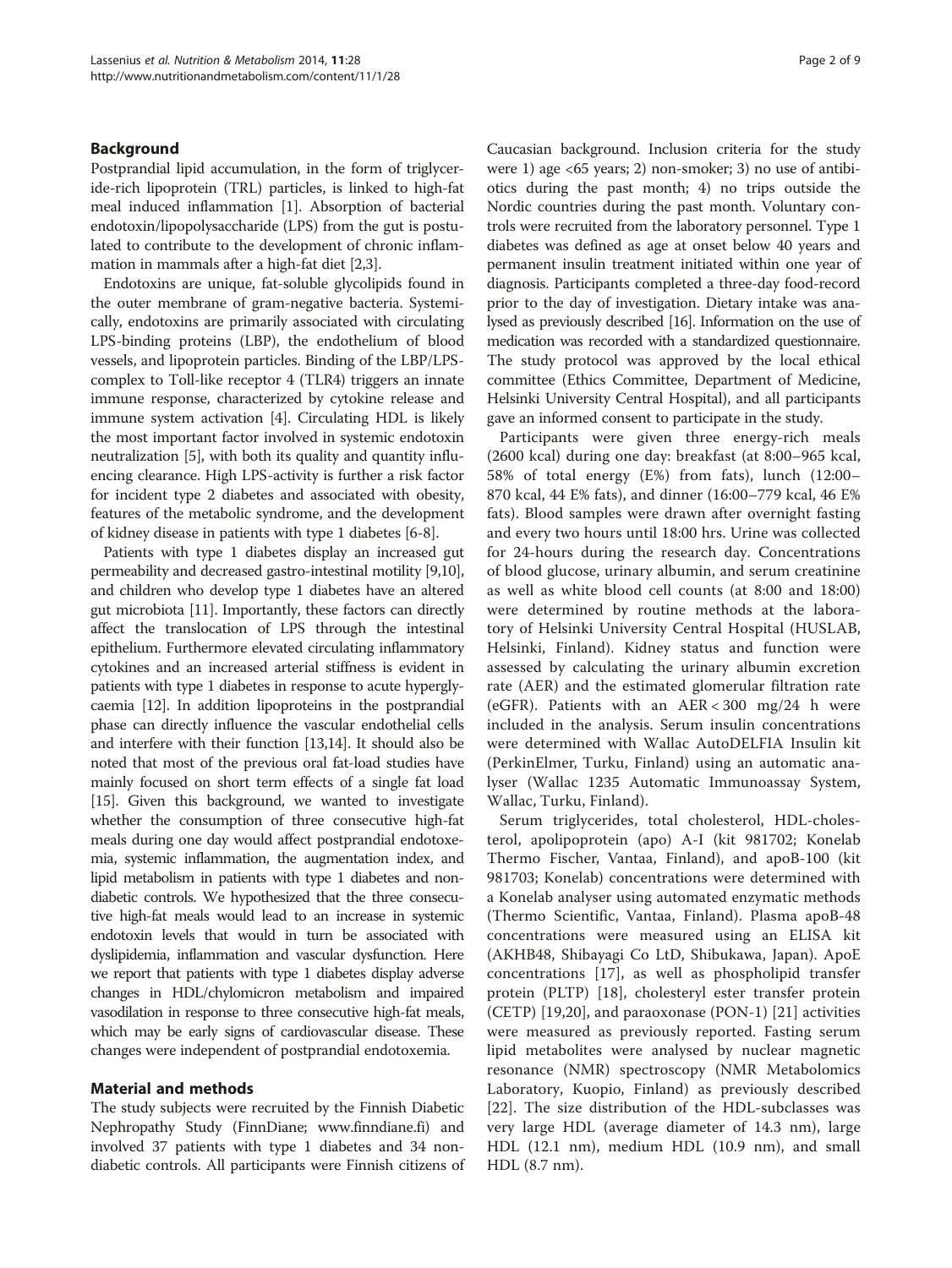## Background

Postprandial lipid accumulation, in the form of triglyceride-rich lipoprotein (TRL) particles, is linked to high-fat meal induced inflammation [1]. Absorption of bacterial endotoxin/lipopolysaccharide (LPS) from the gut is postulated to contribute to the development of chronic inflammation in mammals after a high-fat diet [2,3].

Endotoxins are unique, fat-soluble glycolipids found in the outer membrane of gram-negative bacteria. Systemically, endotoxins are primarily associated with circulating LPS-binding proteins (LBP), the endothelium of blood vessels, and lipoprotein particles. Binding of the LBP/LPS-complex to Toll-like receptor 4 (TLR4) triggers an innate immune response, characterized by cytokine release and immune system activation [4]. Circulating HDL is likely the most important factor involved in systemic endotoxin neutralization [5], with both its quality and quantity influencing clearance. High LPS-activity is further a risk factor for incident type 2 diabetes and associated with obesity, features of the metabolic syndrome, and the development of kidney disease in patients with type 1 diabetes [6-8].

Patients with type 1 diabetes display an increased gut permeability and decreased gastro-intestinal motility [9,10], and children who develop type 1 diabetes have an altered gut microbiota [11]. Importantly, these factors can directly affect the translocation of LPS through the intestinal epithelium. Furthermore elevated circulating inflammatory cytokines and an increased arterial stiffness is evident in patients with type 1 diabetes in response to acute hyperglycaemia [12]. In addition lipoproteins in the postprandial phase can directly influence the vascular endothelial cells and interfere with their function [13,14]. It should also be noted that most of the previous oral fat-load studies have mainly focused on short term effects of a single fat load [15]. Given this background, we wanted to investigate whether the consumption of three consecutive high-fat meals during one day would affect postprandial endotoxemia, systemic inflammation, the augmentation index, and lipid metabolism in patients with type 1 diabetes and non-diabetic controls. We hypothesized that the three consecutive high-fat meals would lead to an increase in systemic endotoxin levels that would in turn be associated with dyslipidemia, inflammation and vascular dysfunction. Here we report that patients with type 1 diabetes display adverse changes in HDL/chylomicron metabolism and impaired vasodilation in response to three consecutive high-fat meals, which may be early signs of cardiovascular disease. These changes were independent of postprandial endotoxemia.

## Material and methods

The study subjects were recruited by the Finnish Diabetic Nephropathy Study (FinnDiane; www.finndiane.fi) and involved 37 patients with type 1 diabetes and 34 non-diabetic controls. All participants were Finnish citizens of Caucasian background. Inclusion criteria for the study were 1) age <65 years; 2) non-smoker; 3) no use of antibiotics during the past month; 4) no trips outside the Nordic countries during the past month. Voluntary controls were recruited from the laboratory personnel. Type 1 diabetes was defined as age at onset below 40 years and permanent insulin treatment initiated within one year of diagnosis. Participants completed a three-day food-record prior to the day of investigation. Dietary intake was analysed as previously described [16]. Information on the use of medication was recorded with a standardized questionnaire. The study protocol was approved by the local ethical committee (Ethics Committee, Department of Medicine, Helsinki University Central Hospital), and all participants gave an informed consent to participate in the study.

Participants were given three energy-rich meals (2600 kcal) during one day: breakfast (at 8:00–965 kcal, 58% of total energy (E%) from fats), lunch (12:00–870 kcal, 44 E% fats), and dinner (16:00–779 kcal, 46 E% fats). Blood samples were drawn after overnight fasting and every two hours until 18:00 hrs. Urine was collected for 24-hours during the research day. Concentrations of blood glucose, urinary albumin, and serum creatinine as well as white blood cell counts (at 8:00 and 18:00) were determined by routine methods at the laboratory of Helsinki University Central Hospital (HUSLAB, Helsinki, Finland). Kidney status and function were assessed by calculating the urinary albumin excretion rate (AER) and the estimated glomerular filtration rate (eGFR). Patients with an AER < 300 mg/24 h were included in the analysis. Serum insulin concentrations were determined with Wallac AutoDELFIA Insulin kit (PerkinElmer, Turku, Finland) using an automatic analyser (Wallac 1235 Automatic Immunoassay System, Wallac, Turku, Finland).

Serum triglycerides, total cholesterol, HDL-cholesterol, apolipoprotein (apo) A-I (kit 981702; Konelab Thermo Fischer, Vantaa, Finland), and apoB-100 (kit 981703; Konelab) concentrations were determined with a Konelab analyser using automated enzymatic methods (Thermo Scientific, Vantaa, Finland). Plasma apoB-48 concentrations were measured using an ELISA kit (AKHB48, Shibayagi Co LtD, Shibukawa, Japan). ApoE concentrations [17], as well as phospholipid transfer protein (PLTP) [18], cholesteryl ester transfer protein (CETP) [19,20], and paraoxonase (PON-1) [21] activities were measured as previously reported. Fasting serum lipid metabolites were analysed by nuclear magnetic resonance (NMR) spectroscopy (NMR Metabolomics Laboratory, Kuopio, Finland) as previously described [22]. The size distribution of the HDL-subclasses was very large HDL (average diameter of 14.3 nm), large HDL (12.1 nm), medium HDL (10.9 nm), and small HDL (8.7 nm).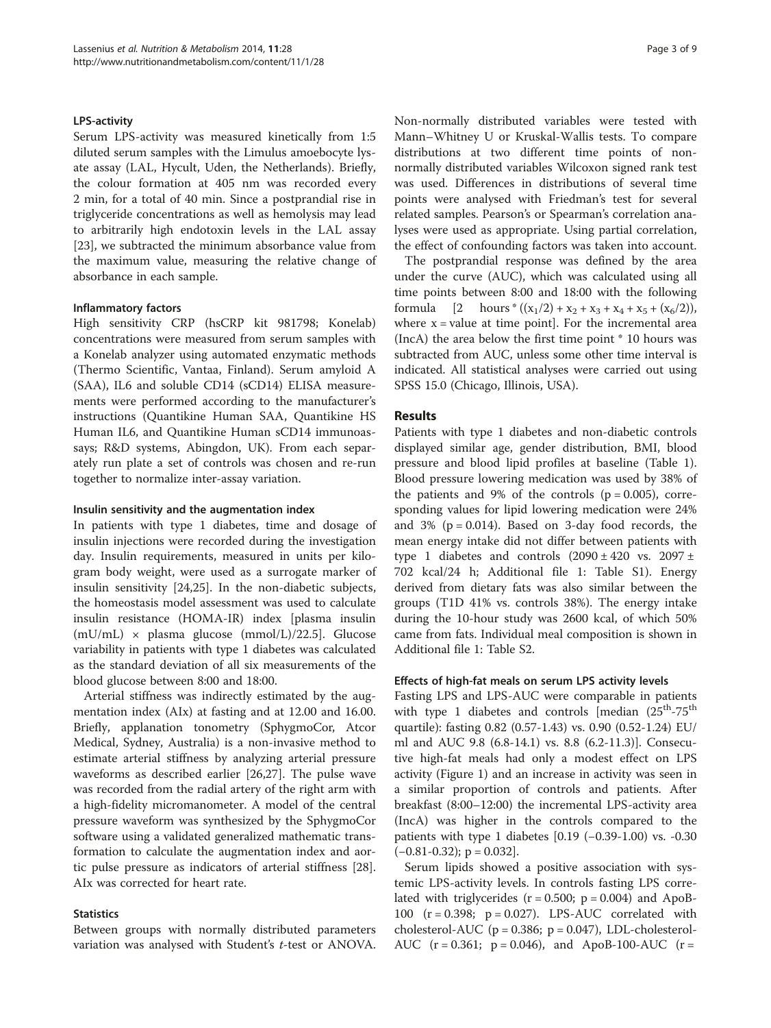#### LPS-activity

Serum LPS-activity was measured kinetically from 1:5 diluted serum samples with the Limulus amoebocyte lysate assay (LAL, Hycult, Uden, the Netherlands). Briefly, the colour formation at 405 nm was recorded every 2 min, for a total of 40 min. Since a postprandial rise in triglyceride concentrations as well as hemolysis may lead to arbitrarily high endotoxin levels in the LAL assay [23], we subtracted the minimum absorbance value from the maximum value, measuring the relative change of absorbance in each sample.

#### Inflammatory factors

High sensitivity CRP (hsCRP kit 981798; Konelab) concentrations were measured from serum samples with a Konelab analyzer using automated enzymatic methods (Thermo Scientific, Vantaa, Finland). Serum amyloid A (SAA), IL6 and soluble CD14 (sCD14) ELISA measurements were performed according to the manufacturer's instructions (Quantikine Human SAA, Quantikine HS Human IL6, and Quantikine Human sCD14 immunoassays; R&D systems, Abingdon, UK). From each separately run plate a set of controls was chosen and re-run together to normalize inter-assay variation.

#### Insulin sensitivity and the augmentation index

In patients with type 1 diabetes, time and dosage of insulin injections were recorded during the investigation day. Insulin requirements, measured in units per kilogram body weight, were used as a surrogate marker of insulin sensitivity [24,25]. In the non-diabetic subjects, the homeostasis model assessment was used to calculate insulin resistance (HOMA-IR) index [plasma insulin (mU/mL) × plasma glucose (mmol/L)/22.5]. Glucose variability in patients with type 1 diabetes was calculated as the standard deviation of all six measurements of the blood glucose between 8:00 and 18:00.

Arterial stiffness was indirectly estimated by the augmentation index (AIx) at fasting and at 12.00 and 16.00. Briefly, applanation tonometry (SphygmoCor, Atcor Medical, Sydney, Australia) is a non-invasive method to estimate arterial stiffness by analyzing arterial pressure waveforms as described earlier [26,27]. The pulse wave was recorded from the radial artery of the right arm with a high-fidelity micromanometer. A model of the central pressure waveform was synthesized by the SphygmoCor software using a validated generalized mathematic transformation to calculate the augmentation index and aortic pulse pressure as indicators of arterial stiffness [28]. AIx was corrected for heart rate.

#### Statistics

Between groups with normally distributed parameters variation was analysed with Student's *t*-test or ANOVA. Non-normally distributed variables were tested with Mann–Whitney U or Kruskal-Wallis tests. To compare distributions at two different time points of non-normally distributed variables Wilcoxon signed rank test was used. Differences in distributions of several time points were analysed with Friedman's test for several related samples. Pearson's or Spearman's correlation analyses were used as appropriate. Using partial correlation, the effect of confounding factors was taken into account.

The postprandial response was defined by the area under the curve (AUC), which was calculated using all time points between 8:00 and 18:00 with the following formula [2 hours $* ((x_1/2) + x_2 + x_3 + x_4 + x_5 + (x_6/2))$, where x = value at time point]. For the incremental area (IncA) the area below the first time point * 10 hours was subtracted from AUC, unless some other time interval is indicated. All statistical analyses were carried out using SPSS 15.0 (Chicago, Illinois, USA).

## Results

Patients with type 1 diabetes and non-diabetic controls displayed similar age, gender distribution, BMI, blood pressure and blood lipid profiles at baseline (Table 1). Blood pressure lowering medication was used by 38% of the patients and 9% of the controls ($p = 0.005$), corresponding values for lipid lowering medication were 24% and 3% ($p = 0.014$). Based on 3-day food records, the mean energy intake did not differ between patients with type 1 diabetes and controls (2090 ± 420 vs. 2097 ± 702 kcal/24 h; Additional file 1: Table S1). Energy derived from dietary fats was also similar between the groups (T1D 41% vs. controls 38%). The energy intake during the 10-hour study was 2600 kcal, of which 50% came from fats. Individual meal composition is shown in Additional file 1: Table S2.

#### Effects of high-fat meals on serum LPS activity levels

Fasting LPS and LPS-AUC were comparable in patients with type 1 diabetes and controls [median ($25^{th}$-$75^{th}$ quartile): fasting 0.82 (0.57-1.43) vs. 0.90 (0.52-1.24) EU/ml and AUC 9.8 (6.8-14.1) vs. 8.8 (6.2-11.3)]. Consecutive high-fat meals had only a modest effect on LPS activity (Figure 1) and an increase in activity was seen in a similar proportion of controls and patients. After breakfast (8:00–12:00) the incremental LPS-activity area (IncA) was higher in the controls compared to the patients with type 1 diabetes [0.19 (−0.39-1.00) vs. -0.30 (−0.81-0.32); $p = 0.032$].

Serum lipids showed a positive association with systemic LPS-activity levels. In controls fasting LPS correlated with triglycerides ($r = 0.500$; $p = 0.004$) and ApoB-100 ($r = 0.398$; $p = 0.027$). LPS-AUC correlated with cholesterol-AUC ($p = 0.386$; $p = 0.047$), LDL-cholesterol-AUC ($r = 0.361$; $p = 0.046$), and ApoB-100-AUC (r =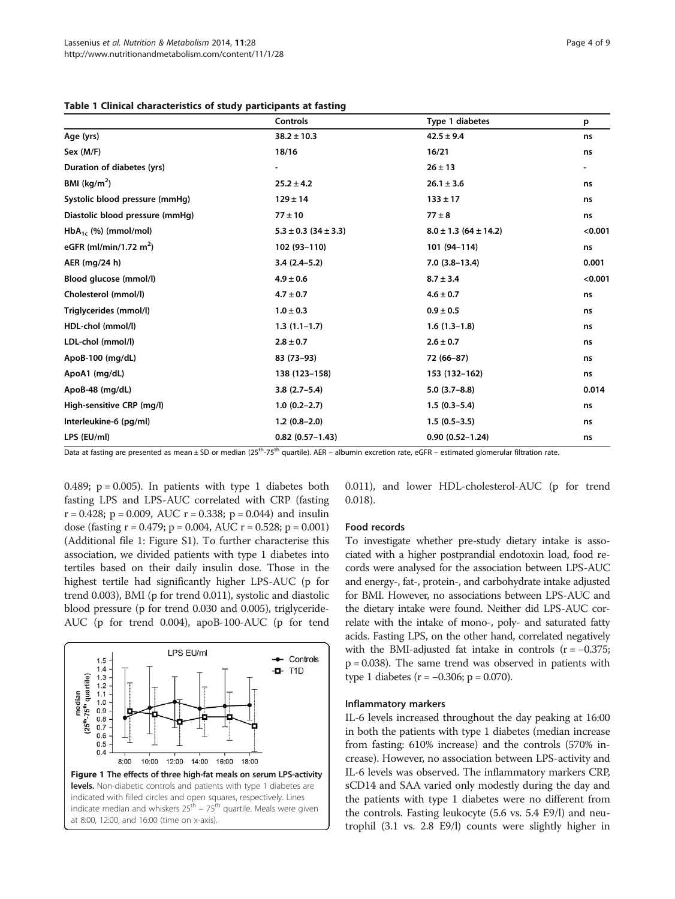**Table 1 Clinical characteristics of study participants at fasting**

| | Controls | Type 1 diabetes | p |
|---|---|---|---|
| Age (yrs) | 38.2 ± 10.3 | 42.5 ± 9.4 | ns |
| Sex (M/F) | 18/16 | 16/21 | ns |
| Duration of diabetes (yrs) | - | 26 ± 13 | - |
| BMI (kg/m$^2$) | 25.2 ± 4.2 | 26.1 ± 3.6 | ns |
| Systolic blood pressure (mmHg) | 129 ± 14 | 133 ± 17 | ns |
| Diastolic blood pressure (mmHg) | 77 ± 10 | 77 ± 8 | ns |
| $HbA_{1c}$ (%) (mmol/mol) | 5.3 ± 0.3 (34 ± 3.3) | 8.0 ± 1.3 (64 ± 14.2) | <0.001 |
| eGFR (ml/min/1.72 m$^2$) | 102 (93–110) | 101 (94–114) | ns |
| AER (mg/24 h) | 3.4 (2.4–5.2) | 7.0 (3.8–13.4) | 0.001 |
| Blood glucose (mmol/l) | 4.9 ± 0.6 | 8.7 ± 3.4 | <0.001 |
| Cholesterol (mmol/l) | 4.7 ± 0.7 | 4.6 ± 0.7 | ns |
| Triglycerides (mmol/l) | 1.0 ± 0.3 | 0.9 ± 0.5 | ns |
| HDL-chol (mmol/l) | 1.3 (1.1–1.7) | 1.6 (1.3–1.8) | ns |
| LDL-chol (mmol/l) | 2.8 ± 0.7 | 2.6 ± 0.7 | ns |
| ApoB-100 (mg/dL) | 83 (73–93) | 72 (66–87) | ns |
| ApoA1 (mg/dL) | 138 (123–158) | 153 (132–162) | ns |
| ApoB-48 (mg/dL) | 3.8 (2.7–5.4) | 5.0 (3.7–8.8) | 0.014 |
| High-sensitive CRP (mg/l) | 1.0 (0.2–2.7) | 1.5 (0.3–5.4) | ns |
| Interleukine-6 (pg/ml) | 1.2 (0.8–2.0) | 1.5 (0.5–3.5) | ns |
| LPS (EU/ml) | 0.82 (0.57–1.43) | 0.90 (0.52–1.24) | ns |

Data at fasting are presented as mean ± SD or median (25$^{th}$-75$^{th}$ quartile). AER – albumin excretion rate, eGFR – estimated glomerular filtration rate.

0.489; p = 0.005). In patients with type 1 diabetes both fasting LPS and LPS-AUC correlated with CRP (fasting r = 0.428; p = 0.009, AUC r = 0.338; p = 0.044) and insulin dose (fasting r = 0.479; p = 0.004, AUC r = 0.528; p = 0.001) (Additional file 1: Figure S1). To further characterise this association, we divided patients with type 1 diabetes into tertiles based on their daily insulin dose. Those in the highest tertile had significantly higher LPS-AUC (p for trend 0.003), BMI (p for trend 0.011), systolic and diastolic blood pressure (p for trend 0.030 and 0.005), triglyceride-AUC (p for trend 0.004), apoB-100-AUC (p for tend 0.011), and lower HDL-cholesterol-AUC (p for trend 0.018).

**Figure 1 The effects of three high-fat meals on serum LPS-activity levels.** Non-diabetic controls and patients with type 1 diabetes are indicated with filled circles and open squares, respectively. Lines indicate median and whiskers 25$^{th}$ – 75$^{th}$ quartile. Meals were given at 8:00, 12:00, and 16:00 (time on x-axis).

### Food records

To investigate whether pre-study dietary intake is associated with a higher postprandial endotoxin load, food records were analysed for the association between LPS-AUC and energy-, fat-, protein-, and carbohydrate intake adjusted for BMI. However, no associations between LPS-AUC and the dietary intake were found. Neither did LPS-AUC correlate with the intake of mono-, poly- and saturated fatty acids. Fasting LPS, on the other hand, correlated negatively with the BMI-adjusted fat intake in controls (r = −0.375; p = 0.038). The same trend was observed in patients with type 1 diabetes (r = −0.306; p = 0.070).

### Inflammatory markers

IL-6 levels increased throughout the day peaking at 16:00 in both the patients with type 1 diabetes (median increase from fasting: 610% increase) and the controls (570% increase). However, no association between LPS-activity and IL-6 levels was observed. The inflammatory markers CRP, sCD14 and SAA varied only modestly during the day and the patients with type 1 diabetes were no different from the controls. Fasting leukocyte (5.6 vs. 5.4 E9/l) and neutrophil (3.1 vs. 2.8 E9/l) counts were slightly higher in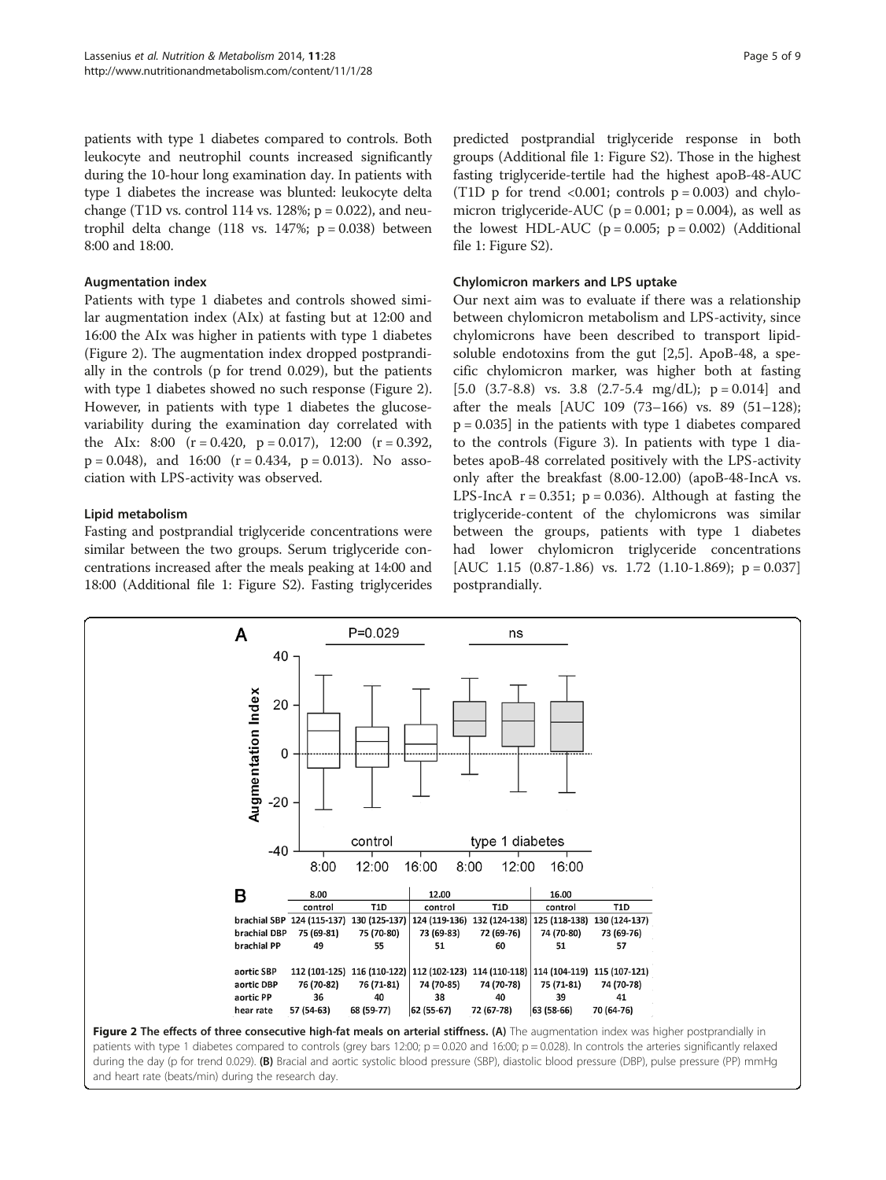patients with type 1 diabetes compared to controls. Both leukocyte and neutrophil counts increased significantly during the 10-hour long examination day. In patients with type 1 diabetes the increase was blunted: leukocyte delta change (T1D vs. control 114 vs. 128%; p = 0.022), and neutrophil delta change (118 vs. 147%; p = 0.038) between 8:00 and 18:00.

### Augmentation index

Patients with type 1 diabetes and controls showed similar augmentation index (AIx) at fasting but at 12:00 and 16:00 the AIx was higher in patients with type 1 diabetes (Figure 2). The augmentation index dropped postprandially in the controls (p for trend 0.029), but the patients with type 1 diabetes showed no such response (Figure 2). However, in patients with type 1 diabetes the glucose-variability during the examination day correlated with the AIx: 8:00 (r = 0.420, p = 0.017), 12:00 (r = 0.392, p = 0.048), and 16:00 (r = 0.434, p = 0.013). No association with LPS-activity was observed.

### Lipid metabolism

Fasting and postprandial triglyceride concentrations were similar between the two groups. Serum triglyceride concentrations increased after the meals peaking at 14:00 and 18:00 (Additional file 1: Figure S2). Fasting triglycerides predicted postprandial triglyceride response in both groups (Additional file 1: Figure S2). Those in the highest fasting triglyceride-tertile had the highest apoB-48-AUC (T1D p for trend <0.001; controls p = 0.003) and chylomicron triglyceride-AUC (p = 0.001; p = 0.004), as well as the lowest HDL-AUC (p = 0.005; p = 0.002) (Additional file 1: Figure S2).

### Chylomicron markers and LPS uptake

Our next aim was to evaluate if there was a relationship between chylomicron metabolism and LPS-activity, since chylomicrons have been described to transport lipid-soluble endotoxins from the gut [2,5]. ApoB-48, a specific chylomicron marker, was higher both at fasting [5.0 (3.7-8.8) vs. 3.8 (2.7-5.4 mg/dL); p = 0.014] and after the meals [AUC 109 (73–166) vs. 89 (51–128); p = 0.035] in the patients with type 1 diabetes compared to the controls (Figure 3). In patients with type 1 diabetes apoB-48 correlated positively with the LPS-activity only after the breakfast (8.00-12.00) (apoB-48-IncA vs. LPS-IncA r = 0.351; p = 0.036). Although at fasting the triglyceride-content of the chylomicrons was similar between the groups, patients with type 1 diabetes had lower chylomicron triglyceride concentrations [AUC 1.15 (0.87-1.86) vs. 1.72 (1.10-1.869); p = 0.037] postprandially.

**B**

| | 8.00 | | 12.00 | | 16.00 | |
|---|---|---|---|---|---|---|
| | control | T1D | control | T1D | control | T1D |
| brachial SBP | 124 (115-137) | 130 (125-137) | 124 (119-136) | 132 (124-138) | 125 (118-138) | 130 (124-137) |
| brachial DBP | 75 (69-81) | 75 (70-80) | 73 (69-83) | 72 (69-76) | 74 (70-80) | 73 (69-76) |
| brachial PP | 49 | 55 | 51 | 60 | 51 | 57 |
| aortic SBP | 112 (101-125) | 116 (110-122) | 112 (102-123) | 114 (110-118) | 114 (104-119) | 115 (107-121) |
| aortic DBP | 76 (70-82) | 76 (71-81) | 74 (70-85) | 74 (70-78) | 75 (71-81) | 74 (70-78) |
| aortic PP | 36 | 40 | 38 | 40 | 39 | 41 |
| hear rate | 57 (54-63) | 68 (59-77) | 62 (55-67) | 72 (67-78) | 63 (58-66) | 70 (64-76) |

**Figure 2 The effects of three consecutive high-fat meals on arterial stiffness.** **(A)** The augmentation index was higher postprandially in patients with type 1 diabetes compared to controls (grey bars 12:00; p = 0.020 and 16:00; p = 0.028). In controls the arteries significantly relaxed during the day (p for trend 0.029). **(B)** Bracial and aortic systolic blood pressure (SBP), diastolic blood pressure (DBP), pulse pressure (PP) mmHg and heart rate (beats/min) during the research day.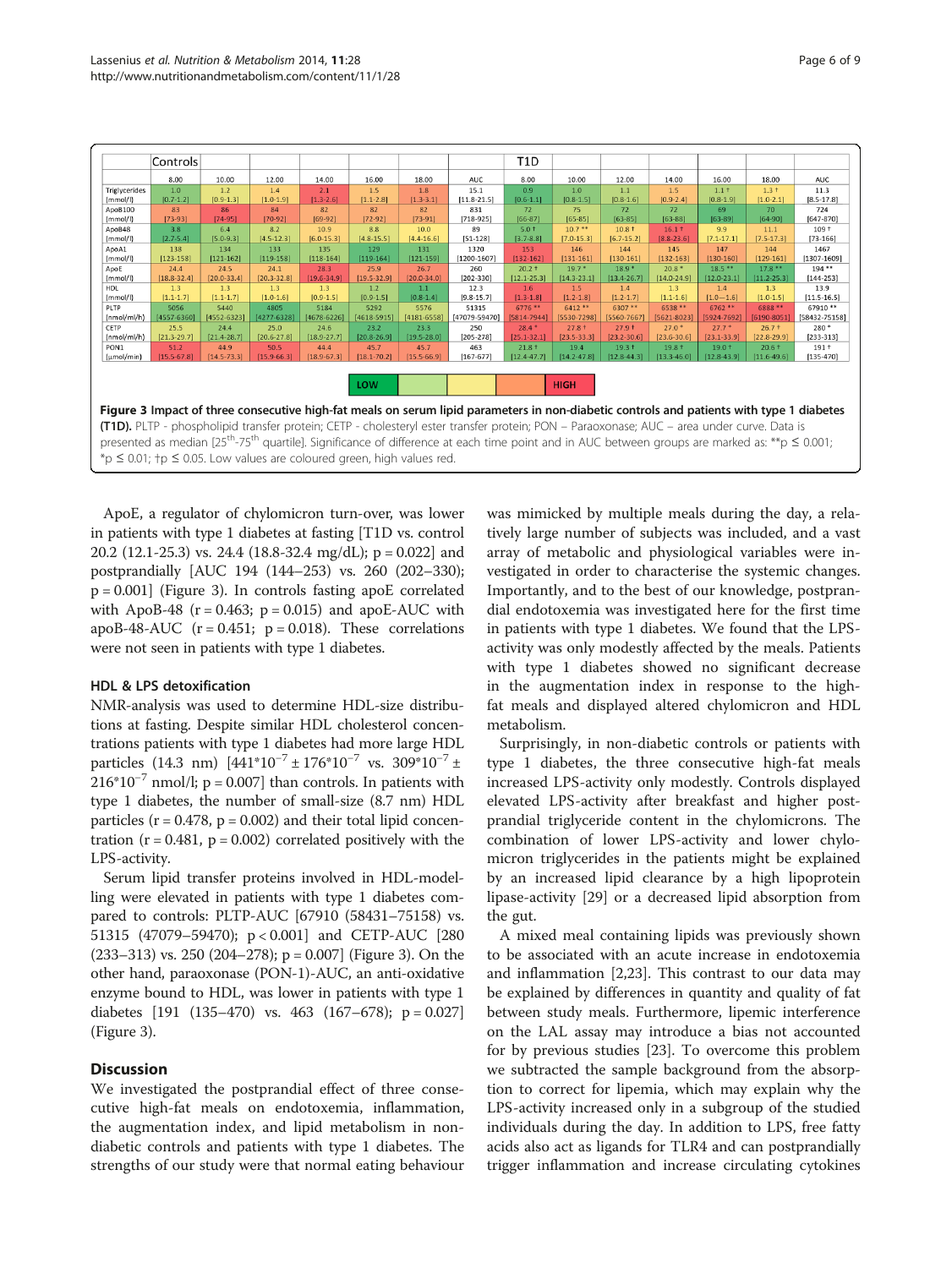| | Controls | | | | | | | T1D | | | | | | |
|---|---|---|---|---|---|---|---|---|---|---|---|---|---|---|
| | 8.00 | 10.00 | 12.00 | 14.00 | 16.00 | 18.00 | AUC | 8.00 | 10.00 | 12.00 | 14.00 | 16.00 | 18.00 | AUC |
| Triglycerides (mmol/l) | 1.0 [0.7-1.2] | 1.2 [0.9-1.3] | 1.4 [1.0-1.9] | 2.1 [1.3-2.6] | 1.5 [1.1-2.8] | 1.8 [1.3-3.1] | 15.1 [11.8-21.5] | 0.9 [0.6-1.1] | 1.0 [0.8-1.5] | 1.1 [0.8-1.6] | 1.5 [0.9-2.4] | 1.1 † [0.8-1.9] | 1.3 † [1.0-2.1] | 11.3 [8.5-17.8] |
| ApoB100 (mmol/l) | 83 [73-93] | 86 [74-95] | 84 [70-92] | 82 [69-92] | 82 [72-92] | 82 [73-91] | 831 [718-925] | 72 [66-87] | 75 [65-85] | 72 [63-85] | 72 [63-88] | 69 [63-89] | 70 [64-90] | 724 [647-870] |
| ApoB48 (mmol/l) | 3.8 [2.7-5.4] | 6.4 [5.0-9.3] | 8.2 [4.5-12.3] | 10.9 [6.0-15.3] | 8.8 [4.8-15.5] | 10.0 [4.4-16.6] | 89 [51-128] | 5.0 † [3.7-8.8] | 10.7 ** [7.0-15.3] | 10.8 † [6.7-15.2] | 16.1 † [8.8-23.6] | 9.9 [7.1-17.1] | 11.1 [7.5-17.3] | 109 † [73-166] |
| ApoA1 (mmol/l) | 138 [123-158] | 134 [121-162] | 133 [119-158] | 135 [118-164] | 129 [119-164] | 131 [121-159] | 1320 [1200-1607] | 153 [132-162] | 146 [131-161] | 144 [130-161] | 145 [132-163] | 147 [130-160] | 144 [129-161] | 1467 [1307-1609] |
| ApoE (mmol/l) | 24.4 [18.8-32.4] | 24.5 [20.0-33.4] | 24.1 [20.3-32.8] | 28.3 [19.6-34.9] | 25.9 [19.5-32.9] | 26.7 [20.0-34.0] | 260 [202-330] | 20.2 † [12.1-25.3] | 19.7 * [14.3-23.1] | 18.9 * [13.4-26.7] | 20.8 * [14.0-24.9] | 18.5 ** [12.0-23.1] | 17.8 ** [11.2-25.3] | 194 ** [144-253] |
| HDL (mmol/l) | 1.3 [1.1-1.7] | 1.3 [1.1-1.7] | 1.3 [1.0-1.6] | 1.3 [0.9-1.5] | 1.2 [0.9-1.5] | 1.1 [0.8-1.4] | 12.3 [9.8-15.7] | 1.6 [1.3-1.8] | 1.5 [1.2-1.8] | 1.4 [1.2-1.7] | 1.3 [1.1-1.6] | 1.4 [1.0—1.6] | 1.3 [1.0-1.5] | 13.9 [11.5-16.5] |
| PLTP (nmol/ml/h) | 5056 [4557-6360] | 5440 [4552-6323] | 4805 [4277-6328] | 5184 [4678-6226] | 5292 [4618-5915] | 5576 [4181-6558] | 51315 [47079-59470] | 6776 ** [5814-7944] | 6412 ** [5530-7298] | 6307 ** [5560-7667] | 6538 ** [5621-8023] | 6762 ** [5924-7692] | 6888 ** [6190-8051] | 67910 ** [58432-75158] |
| CETP (nmol/ml/h) | 25.5 [21.3-29.7] | 24.4 [21.4-28.7] | 25.0 [20.6-27.8] | 24.6 [18.9-27.7] | 23.2 [20.8-26.9] | 23.3 [19.5-28.0] | 250 [205-278] | 28.4 * [25.1-32.1] | 27.8 † [23.5-33.3] | 27.9 † [23.2-30.6] | 27.0 * [23.6-30.6] | 27.7 * [23.1-33.9] | 26.7 † [22.8-29.9] | 280 * [233-313] |
| PON1 (μmol/min) | 51.2 [15.5-67.8] | 44.9 [14.5-73.3] | 50.5 [15.9-66.3] | 44.4 [18.9-67.3] | 45.7 [18.1-70.2] | 45.7 [15.5-66.9] | 463 [167-677] | 21.8 † [12.4-47.7] | 19.4 [14.2-47.8] | 19.3 † [12.8-44.3] | 19.8 † [13.3-46.0] | 19.0 † [12.8-43.9] | 20.6 † [11.6-49.6] | 191 † [135-470] |

LOW — HIGH

**Figure 3 Impact of three consecutive high-fat meals on serum lipid parameters in non-diabetic controls and patients with type 1 diabetes (T1D).** PLTP - phospholipid transfer protein; CETP - cholesteryl ester transfer protein; PON – Paraoxonase; AUC – area under curve. Data is presented as median [25th-75th quartile]. Significance of difference at each time point and in AUC between groups are marked as: **p ≤ 0.001; *p ≤ 0.01; †p ≤ 0.05. Low values are coloured green, high values red.

ApoE, a regulator of chylomicron turn-over, was lower in patients with type 1 diabetes at fasting [T1D vs. control 20.2 (12.1-25.3) vs. 24.4 (18.8-32.4 mg/dL); p = 0.022] and postprandially [AUC 194 (144–253) vs. 260 (202–330); p = 0.001] (Figure 3). In controls fasting apoE correlated with ApoB-48 (r = 0.463; p = 0.015) and apoE-AUC with apoB-48-AUC (r = 0.451; p = 0.018). These correlations were not seen in patients with type 1 diabetes.

### HDL & LPS detoxification

NMR-analysis was used to determine HDL-size distributions at fasting. Despite similar HDL cholesterol concentrations patients with type 1 diabetes had more large HDL particles (14.3 nm) [$441*10^{-7} \pm 176*10^{-7}$ vs. $309*10^{-7} \pm 216*10^{-7}$ nmol/l; p = 0.007] than controls. In patients with type 1 diabetes, the number of small-size (8.7 nm) HDL particles (r = 0.478, p = 0.002) and their total lipid concentration (r = 0.481, p = 0.002) correlated positively with the LPS-activity.

Serum lipid transfer proteins involved in HDL-modelling were elevated in patients with type 1 diabetes compared to controls: PLTP-AUC [67910 (58431–75158) vs. 51315 (47079–59470); p < 0.001] and CETP-AUC [280 (233–313) vs. 250 (204–278); p = 0.007] (Figure 3). On the other hand, paraoxonase (PON-1)-AUC, an anti-oxidative enzyme bound to HDL, was lower in patients with type 1 diabetes [191 (135–470) vs. 463 (167–678); p = 0.027] (Figure 3).

## Discussion

We investigated the postprandial effect of three consecutive high-fat meals on endotoxemia, inflammation, the augmentation index, and lipid metabolism in non-diabetic controls and patients with type 1 diabetes. The strengths of our study were that normal eating behaviour was mimicked by multiple meals during the day, a relatively large number of subjects was included, and a vast array of metabolic and physiological variables were investigated in order to characterise the systemic changes. Importantly, and to the best of our knowledge, postprandial endotoxemia was investigated here for the first time in patients with type 1 diabetes. We found that the LPS-activity was only modestly affected by the meals. Patients with type 1 diabetes showed no significant decrease in the augmentation index in response to the high-fat meals and displayed altered chylomicron and HDL metabolism.

Surprisingly, in non-diabetic controls or patients with type 1 diabetes, the three consecutive high-fat meals increased LPS-activity only modestly. Controls displayed elevated LPS-activity after breakfast and higher postprandial triglyceride content in the chylomicrons. The combination of lower LPS-activity and lower chylomicron triglycerides in the patients might be explained by an increased lipid clearance by a high lipoprotein lipase-activity [29] or a decreased lipid absorption from the gut.

A mixed meal containing lipids was previously shown to be associated with an acute increase in endotoxemia and inflammation [2,23]. This contrast to our data may be explained by differences in quantity and quality of fat between study meals. Furthermore, lipemic interference on the LAL assay may introduce a bias not accounted for by previous studies [23]. To overcome this problem we subtracted the sample background from the absorption to correct for lipemia, which may explain why the LPS-activity increased only in a subgroup of the studied individuals during the day. In addition to LPS, free fatty acids also act as ligands for TLR4 and can postprandially trigger inflammation and increase circulating cytokines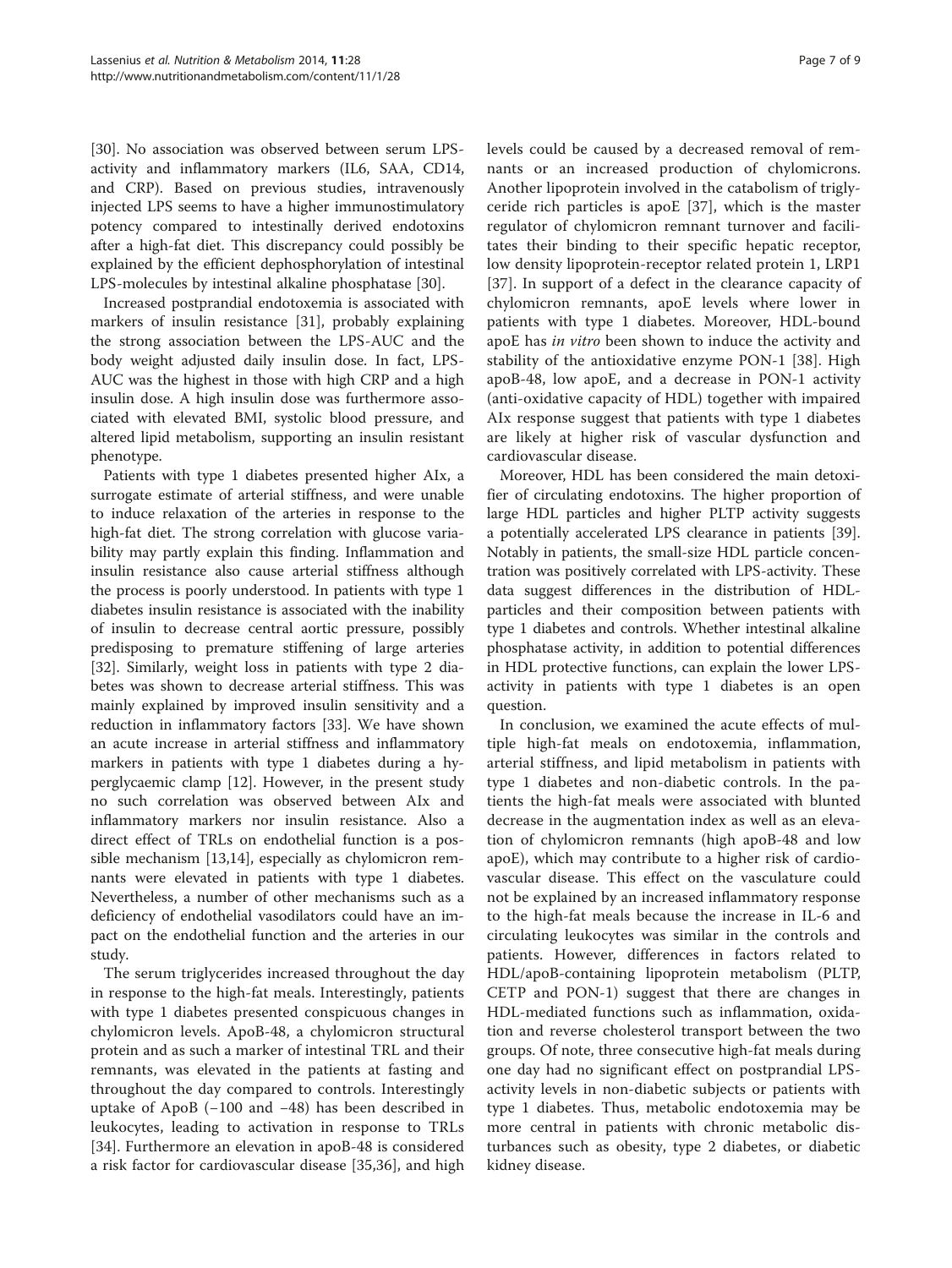[30]. No association was observed between serum LPS-activity and inflammatory markers (IL6, SAA, CD14, and CRP). Based on previous studies, intravenously injected LPS seems to have a higher immunostimulatory potency compared to intestinally derived endotoxins after a high-fat diet. This discrepancy could possibly be explained by the efficient dephosphorylation of intestinal LPS-molecules by intestinal alkaline phosphatase [30].

Increased postprandial endotoxemia is associated with markers of insulin resistance [31], probably explaining the strong association between the LPS-AUC and the body weight adjusted daily insulin dose. In fact, LPS-AUC was the highest in those with high CRP and a high insulin dose. A high insulin dose was furthermore associated with elevated BMI, systolic blood pressure, and altered lipid metabolism, supporting an insulin resistant phenotype.

Patients with type 1 diabetes presented higher AIx, a surrogate estimate of arterial stiffness, and were unable to induce relaxation of the arteries in response to the high-fat diet. The strong correlation with glucose variability may partly explain this finding. Inflammation and insulin resistance also cause arterial stiffness although the process is poorly understood. In patients with type 1 diabetes insulin resistance is associated with the inability of insulin to decrease central aortic pressure, possibly predisposing to premature stiffening of large arteries [32]. Similarly, weight loss in patients with type 2 diabetes was shown to decrease arterial stiffness. This was mainly explained by improved insulin sensitivity and a reduction in inflammatory factors [33]. We have shown an acute increase in arterial stiffness and inflammatory markers in patients with type 1 diabetes during a hyperglycaemic clamp [12]. However, in the present study no such correlation was observed between AIx and inflammatory markers nor insulin resistance. Also a direct effect of TRLs on endothelial function is a possible mechanism [13,14], especially as chylomicron remnants were elevated in patients with type 1 diabetes. Nevertheless, a number of other mechanisms such as a deficiency of endothelial vasodilators could have an impact on the endothelial function and the arteries in our study.

The serum triglycerides increased throughout the day in response to the high-fat meals. Interestingly, patients with type 1 diabetes presented conspicuous changes in chylomicron levels. ApoB-48, a chylomicron structural protein and as such a marker of intestinal TRL and their remnants, was elevated in the patients at fasting and throughout the day compared to controls. Interestingly uptake of ApoB (−100 and −48) has been described in leukocytes, leading to activation in response to TRLs [34]. Furthermore an elevation in apoB-48 is considered a risk factor for cardiovascular disease [35,36], and high levels could be caused by a decreased removal of remnants or an increased production of chylomicrons. Another lipoprotein involved in the catabolism of triglyceride rich particles is apoE [37], which is the master regulator of chylomicron remnant turnover and facilitates their binding to their specific hepatic receptor, low density lipoprotein-receptor related protein 1, LRP1 [37]. In support of a defect in the clearance capacity of chylomicron remnants, apoE levels where lower in patients with type 1 diabetes. Moreover, HDL-bound apoE has *in vitro* been shown to induce the activity and stability of the antioxidative enzyme PON-1 [38]. High apoB-48, low apoE, and a decrease in PON-1 activity (anti-oxidative capacity of HDL) together with impaired AIx response suggest that patients with type 1 diabetes are likely at higher risk of vascular dysfunction and cardiovascular disease.

Moreover, HDL has been considered the main detoxifier of circulating endotoxins. The higher proportion of large HDL particles and higher PLTP activity suggests a potentially accelerated LPS clearance in patients [39]. Notably in patients, the small-size HDL particle concentration was positively correlated with LPS-activity. These data suggest differences in the distribution of HDL-particles and their composition between patients with type 1 diabetes and controls. Whether intestinal alkaline phosphatase activity, in addition to potential differences in HDL protective functions, can explain the lower LPS-activity in patients with type 1 diabetes is an open question.

In conclusion, we examined the acute effects of multiple high-fat meals on endotoxemia, inflammation, arterial stiffness, and lipid metabolism in patients with type 1 diabetes and non-diabetic controls. In the patients the high-fat meals were associated with blunted decrease in the augmentation index as well as an elevation of chylomicron remnants (high apoB-48 and low apoE), which may contribute to a higher risk of cardiovascular disease. This effect on the vasculature could not be explained by an increased inflammatory response to the high-fat meals because the increase in IL-6 and circulating leukocytes was similar in the controls and patients. However, differences in factors related to HDL/apoB-containing lipoprotein metabolism (PLTP, CETP and PON-1) suggest that there are changes in HDL-mediated functions such as inflammation, oxidation and reverse cholesterol transport between the two groups. Of note, three consecutive high-fat meals during one day had no significant effect on postprandial LPS-activity levels in non-diabetic subjects or patients with type 1 diabetes. Thus, metabolic endotoxemia may be more central in patients with chronic metabolic disturbances such as obesity, type 2 diabetes, or diabetic kidney disease.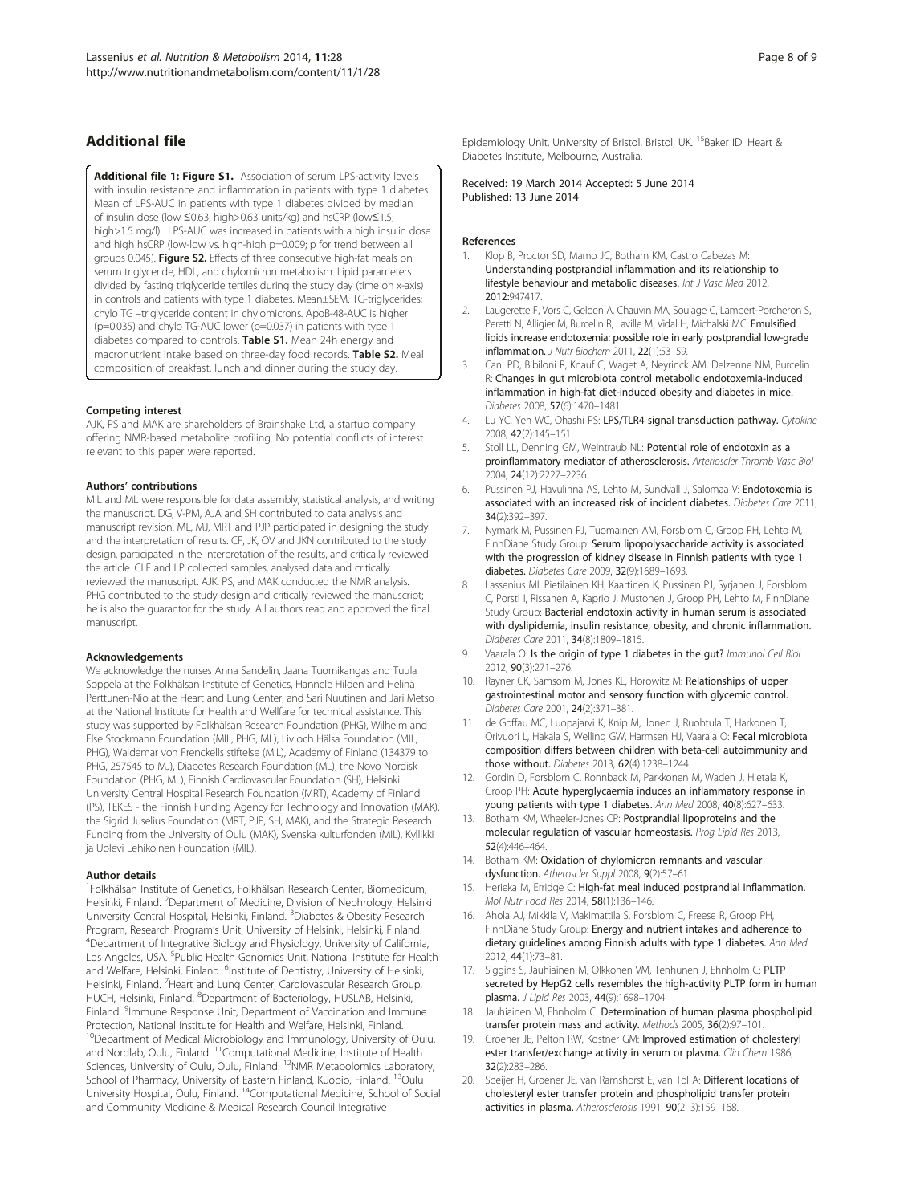## Additional file

**Additional file 1: Figure S1.** Association of serum LPS-activity levels with insulin resistance and inflammation in patients with type 1 diabetes. Mean of LPS-AUC in patients with type 1 diabetes divided by median of insulin dose (low ≤0.63; high>0.63 units/kg) and hsCRP (low≤1.5; high>1.5 mg/l). LPS-AUC was increased in patients with a high insulin dose and high hsCRP (low-low vs. high-high p=0.009; p for trend between all groups 0.045). **Figure S2.** Effects of three consecutive high-fat meals on serum triglyceride, HDL, and chylomicron metabolism. Lipid parameters divided by fasting triglyceride tertiles during the study day (time on x-axis) in controls and patients with type 1 diabetes. Mean±SEM. TG-triglycerides; chylo TG –triglyceride content in chylomicrons. ApoB-48-AUC is higher (p=0.035) and chylo TG-AUC lower (p=0.037) in patients with type 1 diabetes compared to controls. **Table S1.** Mean 24h energy and macronutrient intake based on three-day food records. **Table S2.** Meal composition of breakfast, lunch and dinner during the study day.

#### Competing interest

AJK, PS and MAK are shareholders of Brainshake Ltd, a startup company offering NMR-based metabolite profiling. No potential conflicts of interest relevant to this paper were reported.

#### Authors' contributions

MIL and ML were responsible for data assembly, statistical analysis, and writing the manuscript. DG, V-PM, AJA and SH contributed to data analysis and manuscript revision. ML, MJ, MRT and PJP participated in designing the study and the interpretation of results. CF, JK, OV and JKN contributed to the study design, participated in the interpretation of the results, and critically reviewed the article. CLF and LP collected samples, analysed data and critically reviewed the manuscript. AJK, PS, and MAK conducted the NMR analysis. PHG contributed to the study design and critically reviewed the manuscript; he is also the guarantor for the study. All authors read and approved the final manuscript.

#### Acknowledgements

We acknowledge the nurses Anna Sandelin, Jaana Tuomikangas and Tuula Soppela at the Folkhälsan Institute of Genetics, Hannele Hilden and Helinä Perttunen-Nio at the Heart and Lung Center, and Sari Nuutinen and Jari Metso at the National Institute for Health and Wellfare for technical assistance. This study was supported by Folkhälsan Research Foundation (PHG), Wilhelm and Else Stockmann Foundation (MIL, PHG, ML), Liv och Hälsa Foundation (MIL, PHG), Waldemar von Frenckells stiftelse (MIL), Academy of Finland (134379 to PHG, 257545 to MJ), Diabetes Research Foundation (ML), the Novo Nordisk Foundation (PHG, ML), Finnish Cardiovascular Foundation (SH), Helsinki University Central Hospital Research Foundation (MRT), Academy of Finland (PS), TEKES - the Finnish Funding Agency for Technology and Innovation (MAK), the Sigrid Juselius Foundation (MRT, PJP, SH, MAK), and the Strategic Research Funding from the University of Oulu (MAK), Svenska kulturfonden (MIL), Kyllikki ja Uolevi Lehikoinen Foundation (MIL).

#### Author details

[1]Folkhälsan Institute of Genetics, Folkhälsan Research Center, Biomedicum, Helsinki, Finland. [2]Department of Medicine, Division of Nephrology, Helsinki University Central Hospital, Helsinki, Finland. [3]Diabetes & Obesity Research Program, Research Program's Unit, University of Helsinki, Helsinki, Finland. [4]Department of Integrative Biology and Physiology, University of California, Los Angeles, USA. [5]Public Health Genomics Unit, National Institute for Health and Welfare, Helsinki, Finland. [6]Institute of Dentistry, University of Helsinki, Helsinki, Finland. [7]Heart and Lung Center, Cardiovascular Research Group, HUCH, Helsinki, Finland. [8]Department of Bacteriology, HUSLAB, Helsinki, Finland. [9]Immune Response Unit, Department of Vaccination and Immune Protection, National Institute for Health and Welfare, Helsinki, Finland. [10]Department of Medical Microbiology and Immunology, University of Oulu, and Nordlab, Oulu, Finland. [11]Computational Medicine, Institute of Health Sciences, University of Oulu, Oulu, Finland. [12]NMR Metabolomics Laboratory, School of Pharmacy, University of Eastern Finland, Kuopio, Finland. [13]Oulu University Hospital, Oulu, Finland. [14]Computational Medicine, School of Social and Community Medicine & Medical Research Council Integrative Epidemiology Unit, University of Bristol, Bristol, UK. [15]Baker IDI Heart & Diabetes Institute, Melbourne, Australia.

Received: 19 March 2014 Accepted: 5 June 2014
Published: 13 June 2014

#### References

1. Klop B, Proctor SD, Mamo JC, Botham KM, Castro Cabezas M: **Understanding postprandial inflammation and its relationship to lifestyle behaviour and metabolic diseases.** *Int J Vasc Med* 2012, **2012:**947417.
2. Laugerette F, Vors C, Geloen A, Chauvin MA, Soulage C, Lambert-Porcheron S, Peretti N, Alligier M, Burcelin R, Laville M, Vidal H, Michalski MC: **Emulsified lipids increase endotoxemia: possible role in early postprandial low-grade inflammation.** *J Nutr Biochem* 2011, **22**(1):53–59.
3. Cani PD, Bibiloni R, Knauf C, Waget A, Neyrinck AM, Delzenne NM, Burcelin R: **Changes in gut microbiota control metabolic endotoxemia-induced inflammation in high-fat diet-induced obesity and diabetes in mice.** *Diabetes* 2008, **57**(6):1470–1481.
4. Lu YC, Yeh WC, Ohashi PS: **LPS/TLR4 signal transduction pathway.** *Cytokine* 2008, **42**(2):145–151.
5. Stoll LL, Denning GM, Weintraub NL: **Potential role of endotoxin as a proinflammatory mediator of atherosclerosis.** *Arterioscler Thromb Vasc Biol* 2004, **24**(12):2227–2236.
6. Pussinen PJ, Havulinna AS, Lehto M, Sundvall J, Salomaa V: **Endotoxemia is associated with an increased risk of incident diabetes.** *Diabetes Care* 2011, **34**(2):392–397.
7. Nymark M, Pussinen PJ, Tuomainen AM, Forsblom C, Groop PH, Lehto M, FinnDiane Study Group: **Serum lipopolysaccharide activity is associated with the progression of kidney disease in Finnish patients with type 1 diabetes.** *Diabetes Care* 2009, **32**(9):1689–1693.
8. Lassenius MI, Pietilainen KH, Kaartinen K, Pussinen PJ, Syrjanen J, Forsblom C, Porsti I, Rissanen A, Kaprio J, Mustonen J, Groop PH, Lehto M, FinnDiane Study Group: **Bacterial endotoxin activity in human serum is associated with dyslipidemia, insulin resistance, obesity, and chronic inflammation.** *Diabetes Care* 2011, **34**(8):1809–1815.
9. Vaarala O: **Is the origin of type 1 diabetes in the gut?** *Immunol Cell Biol* 2012, **90**(3):271–276.
10. Rayner CK, Samsom M, Jones KL, Horowitz M: **Relationships of upper gastrointestinal motor and sensory function with glycemic control.** *Diabetes Care* 2001, **24**(2):371–381.
11. de Goffau MC, Luopajarvi K, Knip M, Ilonen J, Ruohtula T, Harkonen T, Orivuori L, Hakala S, Welling GW, Harmsen HJ, Vaarala O: **Fecal microbiota composition differs between children with beta-cell autoimmunity and those without.** *Diabetes* 2013, **62**(4):1238–1244.
12. Gordin D, Forsblom C, Ronnback M, Parkkonen M, Waden J, Hietala K, Groop PH: **Acute hyperglycaemia induces an inflammatory response in young patients with type 1 diabetes.** *Ann Med* 2008, **40**(8):627–633.
13. Botham KM, Wheeler-Jones CP: **Postprandial lipoproteins and the molecular regulation of vascular homeostasis.** *Prog Lipid Res* 2013, **52**(4):446–464.
14. Botham KM: **Oxidation of chylomicron remnants and vascular dysfunction.** *Atheroscler Suppl* 2008, **9**(2):57–61.
15. Herieka M, Erridge C: **High-fat meal induced postprandial inflammation.** *Mol Nutr Food Res* 2014, **58**(1):136–146.
16. Ahola AJ, Mikkila V, Makimattila S, Forsblom C, Freese R, Groop PH, FinnDiane Study Group: **Energy and nutrient intakes and adherence to dietary guidelines among Finnish adults with type 1 diabetes.** *Ann Med* 2012, **44**(1):73–81.
17. Siggins S, Jauhiainen M, Olkkonen VM, Tenhunen J, Ehnholm C: **PLTP secreted by HepG2 cells resembles the high-activity PLTP form in human plasma.** *J Lipid Res* 2003, **44**(9):1698–1704.
18. Jauhiainen M, Ehnholm C: **Determination of human plasma phospholipid transfer protein mass and activity.** *Methods* 2005, **36**(2):97–101.
19. Groener JE, Pelton RW, Kostner GM: **Improved estimation of cholesteryl ester transfer/exchange activity in serum or plasma.** *Clin Chem* 1986, **32**(2):283–286.
20. Speijer H, Groener JE, van Ramshorst E, van Tol A: **Different locations of cholesteryl ester transfer protein and phospholipid transfer protein activities in plasma.** *Atherosclerosis* 1991, **90**(2–3):159–168.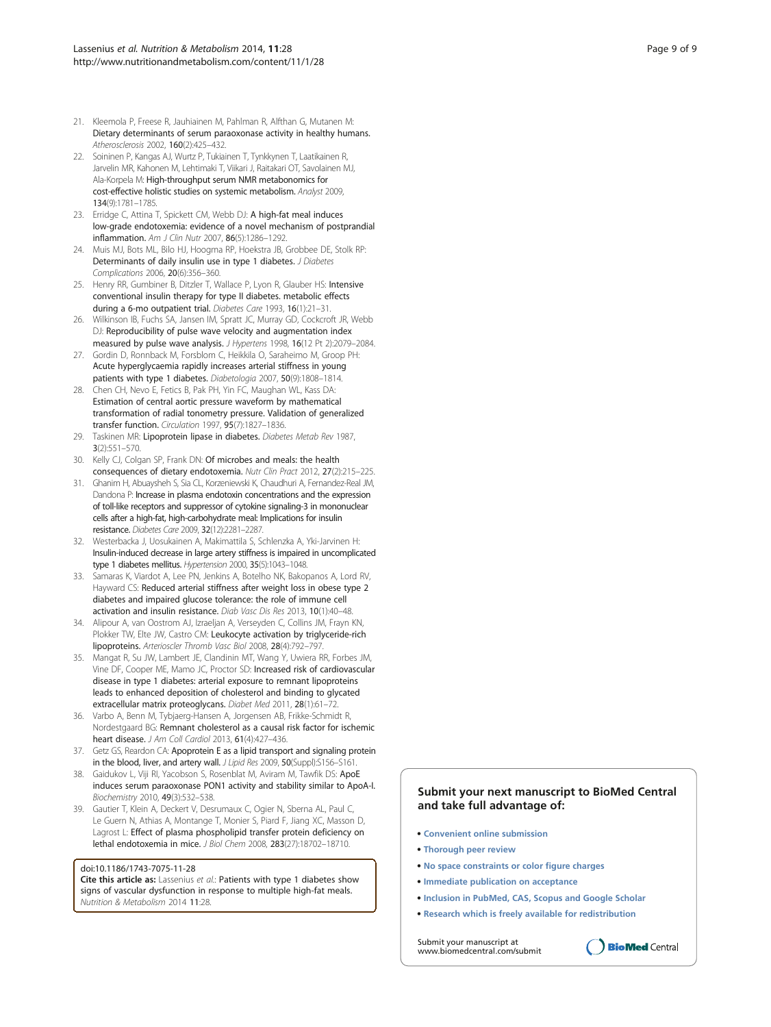21. Kleemola P, Freese R, Jauhiainen M, Pahlman R, Alfthan G, Mutanen M: Dietary determinants of serum paraoxonase activity in healthy humans. *Atherosclerosis* 2002, **160**(2):425–432.
22. Soininen P, Kangas AJ, Wurtz P, Tukiainen T, Tynkkynen T, Laatikainen R, Jarvelin MR, Kahonen M, Lehtimaki T, Viikari J, Raitakari OT, Savolainen MJ, Ala-Korpela M: High-throughput serum NMR metabonomics for cost-effective holistic studies on systemic metabolism. *Analyst* 2009, **134**(9):1781–1785.
23. Erridge C, Attina T, Spickett CM, Webb DJ: A high-fat meal induces low-grade endotoxemia: evidence of a novel mechanism of postprandial inflammation. *Am J Clin Nutr* 2007, **86**(5):1286–1292.
24. Muis MJ, Bots ML, Bilo HJ, Hoogma RP, Hoekstra JB, Grobbee DE, Stolk RP: Determinants of daily insulin use in type 1 diabetes. *J Diabetes Complications* 2006, **20**(6):356–360.
25. Henry RR, Gumbiner B, Ditzler T, Wallace P, Lyon R, Glauber HS: Intensive conventional insulin therapy for type II diabetes. metabolic effects during a 6-mo outpatient trial. *Diabetes Care* 1993, **16**(1):21–31.
26. Wilkinson IB, Fuchs SA, Jansen IM, Spratt JC, Murray GD, Cockcroft JR, Webb DJ: Reproducibility of pulse wave velocity and augmentation index measured by pulse wave analysis. *J Hypertens* 1998, **16**(12 Pt 2):2079–2084.
27. Gordin D, Ronnback M, Forsblom C, Heikkila O, Saraheimo M, Groop PH: Acute hyperglycaemia rapidly increases arterial stiffness in young patients with type 1 diabetes. *Diabetologia* 2007, **50**(9):1808–1814.
28. Chen CH, Nevo E, Fetics B, Pak PH, Yin FC, Maughan WL, Kass DA: Estimation of central aortic pressure waveform by mathematical transformation of radial tonometry pressure. Validation of generalized transfer function. *Circulation* 1997, **95**(7):1827–1836.
29. Taskinen MR: Lipoprotein lipase in diabetes. *Diabetes Metab Rev* 1987, **3**(2):551–570.
30. Kelly CJ, Colgan SP, Frank DN: Of microbes and meals: the health consequences of dietary endotoxemia. *Nutr Clin Pract* 2012, **27**(2):215–225.
31. Ghanim H, Abuaysheh S, Sia CL, Korzeniewski K, Chaudhuri A, Fernandez-Real JM, Dandona P: Increase in plasma endotoxin concentrations and the expression of toll-like receptors and suppressor of cytokine signaling-3 in mononuclear cells after a high-fat, high-carbohydrate meal: Implications for insulin resistance. *Diabetes Care* 2009, **32**(12):2281–2287.
32. Westerbacka J, Uosukainen A, Makimattila S, Schlenzka A, Yki-Jarvinen H: Insulin-induced decrease in large artery stiffness is impaired in uncomplicated type 1 diabetes mellitus. *Hypertension* 2000, **35**(5):1043–1048.
33. Samaras K, Viardot A, Lee PN, Jenkins A, Botelho NK, Bakopanos A, Lord RV, Hayward CS: Reduced arterial stiffness after weight loss in obese type 2 diabetes and impaired glucose tolerance: the role of immune cell activation and insulin resistance. *Diab Vasc Dis Res* 2013, **10**(1):40–48.
34. Alipour A, van Oostrom AJ, Izraeljan A, Verseyden C, Collins JM, Frayn KN, Plokker TW, Elte JW, Castro CM: Leukocyte activation by triglyceride-rich lipoproteins. *Arterioscler Thromb Vasc Biol* 2008, **28**(4):792–797.
35. Mangat R, Su JW, Lambert JE, Clandinin MT, Wang Y, Uwiera RR, Forbes JM, Vine DF, Cooper ME, Mamo JC, Proctor SD: Increased risk of cardiovascular disease in type 1 diabetes: arterial exposure to remnant lipoproteins leads to enhanced deposition of cholesterol and binding to glycated extracellular matrix proteoglycans. *Diabet Med* 2011, **28**(1):61–72.
36. Varbo A, Benn M, Tybjaerg-Hansen A, Jorgensen AB, Frikke-Schmidt R, Nordestgaard BG: Remnant cholesterol as a causal risk factor for ischemic heart disease. *J Am Coll Cardiol* 2013, **61**(4):427–436.
37. Getz GS, Reardon CA: Apoprotein E as a lipid transport and signaling protein in the blood, liver, and artery wall. *J Lipid Res* 2009, **50**(Suppl):S156–S161.
38. Gaidukov L, Viji RI, Yacobson S, Rosenblat M, Aviram M, Tawfik DS: ApoE induces serum paraoxonase PON1 activity and stability similar to ApoA-I. *Biochemistry* 2010, **49**(3):532–538.
39. Gautier T, Klein A, Deckert V, Desrumaux C, Ogier N, Sberna AL, Paul C, Le Guern N, Athias A, Montange T, Monier S, Piard F, Jiang XC, Masson D, Lagrost L: Effect of plasma phospholipid transfer protein deficiency on lethal endotoxemia in mice. *J Biol Chem* 2008, **283**(27):18702–18710.

doi:10.1186/1743-7075-11-28

**Cite this article as:** Lassenius *et al.*: Patients with type 1 diabetes show signs of vascular dysfunction in response to multiple high-fat meals. *Nutrition & Metabolism* 2014 **11**:28.

**Submit your next manuscript to BioMed Central and take full advantage of:**

- **Convenient online submission**
- **Thorough peer review**
- **No space constraints or color figure charges**
- **Immediate publication on acceptance**
- **Inclusion in PubMed, CAS, Scopus and Google Scholar**
- **Research which is freely available for redistribution**

Submit your manuscript at www.biomedcentral.com/submit

BioMed Central